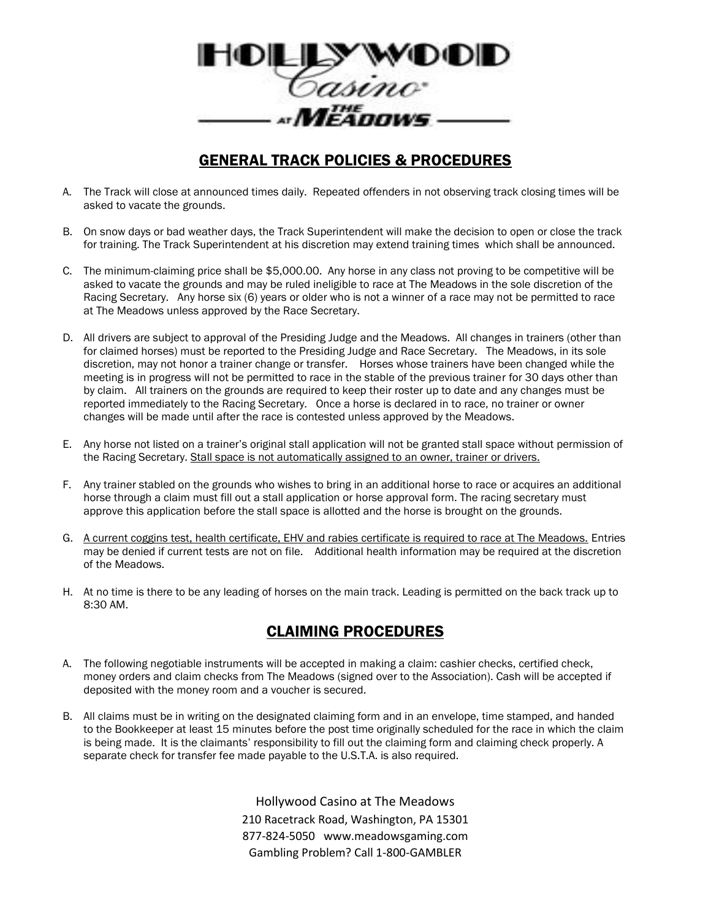# HOLLYWOOD Casino at THE MEADOWS

## GENERAL TRACK POLICIES & PROCEDURES

A. The Track will close at announced times daily. Repeated offenders in not observing track closing times will be asked to vacate the grounds.

B. On snow days or bad weather days, the Track Superintendent will make the decision to open or close the track for training. The Track Superintendent at his discretion may extend training times which shall be announced.

C. The minimum-claiming price shall be $5,000.00. Any horse in any class not proving to be competitive will be asked to vacate the grounds and may be ruled ineligible to race at The Meadows in the sole discretion of the Racing Secretary. Any horse six (6) years or older who is not a winner of a race may not be permitted to race at The Meadows unless approved by the Race Secretary.

D. All drivers are subject to approval of the Presiding Judge and the Meadows. All changes in trainers (other than for claimed horses) must be reported to the Presiding Judge and Race Secretary. The Meadows, in its sole discretion, may not honor a trainer change or transfer. Horses whose trainers have been changed while the meeting is in progress will not be permitted to race in the stable of the previous trainer for 30 days other than by claim. All trainers on the grounds are required to keep their roster up to date and any changes must be reported immediately to the Racing Secretary. Once a horse is declared in to race, no trainer or owner changes will be made until after the race is contested unless approved by the Meadows.

E. Any horse not listed on a trainer's original stall application will not be granted stall space without permission of the Racing Secretary. <u>Stall space is not automatically assigned to an owner, trainer or drivers.</u>

F. Any trainer stabled on the grounds who wishes to bring in an additional horse to race or acquires an additional horse through a claim must fill out a stall application or horse approval form. The racing secretary must approve this application before the stall space is allotted and the horse is brought on the grounds.

G. <u>A current coggins test, health certificate, EHV and rabies certificate is required to race at The Meadows.</u> Entries may be denied if current tests are not on file. Additional health information may be required at the discretion of the Meadows.

H. At no time is there to be any leading of horses on the main track. Leading is permitted on the back track up to 8:30 AM.

## CLAIMING PROCEDURES

A. The following negotiable instruments will be accepted in making a claim: cashier checks, certified check, money orders and claim checks from The Meadows (signed over to the Association). Cash will be accepted if deposited with the money room and a voucher is secured.

B. All claims must be in writing on the designated claiming form and in an envelope, time stamped, and handed to the Bookkeeper at least 15 minutes before the post time originally scheduled for the race in which the claim is being made. It is the claimants' responsibility to fill out the claiming form and claiming check properly. A separate check for transfer fee made payable to the U.S.T.A. is also required.

Hollywood Casino at The Meadows
210 Racetrack Road, Washington, PA 15301
877-824-5050 www.meadowsgaming.com
Gambling Problem? Call 1-800-GAMBLER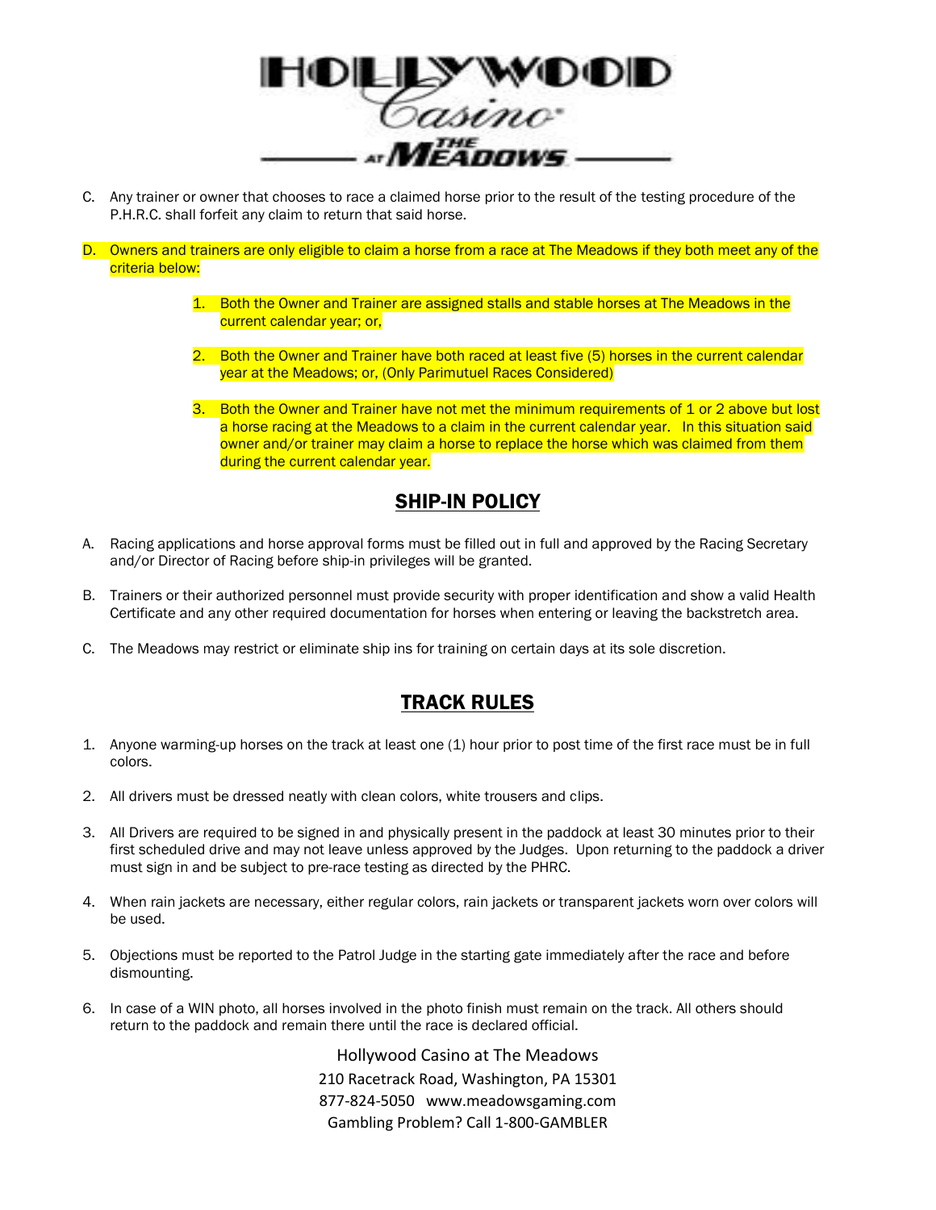C. Any trainer or owner that chooses to race a claimed horse prior to the result of the testing procedure of the P.H.R.C. shall forfeit any claim to return that said horse.

D. Owners and trainers are only eligible to claim a horse from a race at The Meadows if they both meet any of the criteria below:

   1. Both the Owner and Trainer are assigned stalls and stable horses at The Meadows in the current calendar year; or,

   2. Both the Owner and Trainer have both raced at least five (5) horses in the current calendar year at the Meadows; or, (Only Parimutuel Races Considered)

   3. Both the Owner and Trainer have not met the minimum requirements of 1 or 2 above but lost a horse racing at the Meadows to a claim in the current calendar year. In this situation said owner and/or trainer may claim a horse to replace the horse which was claimed from them during the current calendar year.

## SHIP-IN POLICY

A. Racing applications and horse approval forms must be filled out in full and approved by the Racing Secretary and/or Director of Racing before ship-in privileges will be granted.

B. Trainers or their authorized personnel must provide security with proper identification and show a valid Health Certificate and any other required documentation for horses when entering or leaving the backstretch area.

C. The Meadows may restrict or eliminate ship ins for training on certain days at its sole discretion.

## TRACK RULES

1. Anyone warming-up horses on the track at least one (1) hour prior to post time of the first race must be in full colors.

2. All drivers must be dressed neatly with clean colors, white trousers and clips.

3. All Drivers are required to be signed in and physically present in the paddock at least 30 minutes prior to their first scheduled drive and may not leave unless approved by the Judges. Upon returning to the paddock a driver must sign in and be subject to pre-race testing as directed by the PHRC.

4. When rain jackets are necessary, either regular colors, rain jackets or transparent jackets worn over colors will be used.

5. Objections must be reported to the Patrol Judge in the starting gate immediately after the race and before dismounting.

6. In case of a WIN photo, all horses involved in the photo finish must remain on the track. All others should return to the paddock and remain there until the race is declared official.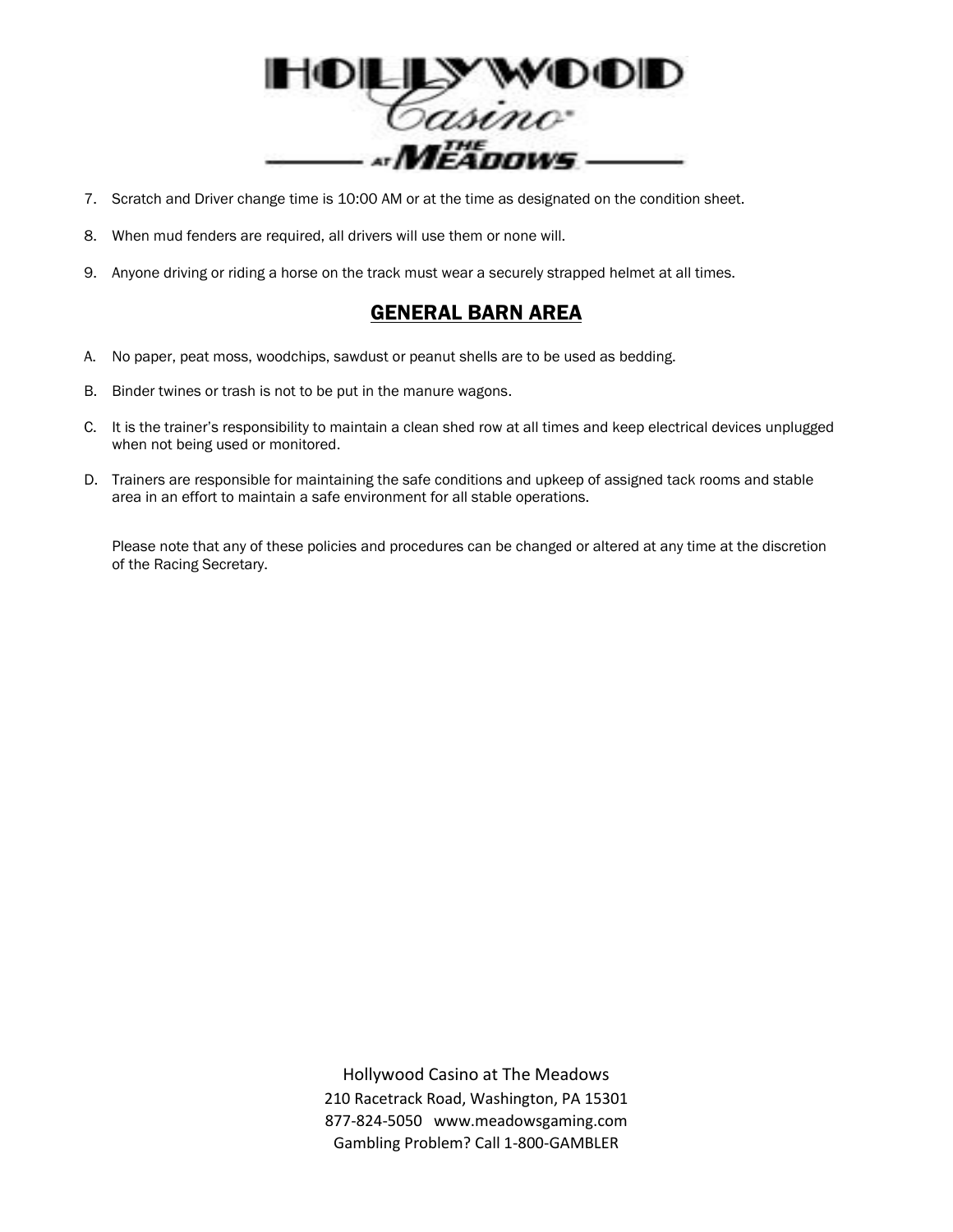7. Scratch and Driver change time is 10:00 AM or at the time as designated on the condition sheet.

8. When mud fenders are required, all drivers will use them or none will.

9. Anyone driving or riding a horse on the track must wear a securely strapped helmet at all times.

## GENERAL BARN AREA

A. No paper, peat moss, woodchips, sawdust or peanut shells are to be used as bedding.

B. Binder twines or trash is not to be put in the manure wagons.

C. It is the trainer's responsibility to maintain a clean shed row at all times and keep electrical devices unplugged when not being used or monitored.

D. Trainers are responsible for maintaining the safe conditions and upkeep of assigned tack rooms and stable area in an effort to maintain a safe environment for all stable operations.

Please note that any of these policies and procedures can be changed or altered at any time at the discretion of the Racing Secretary.